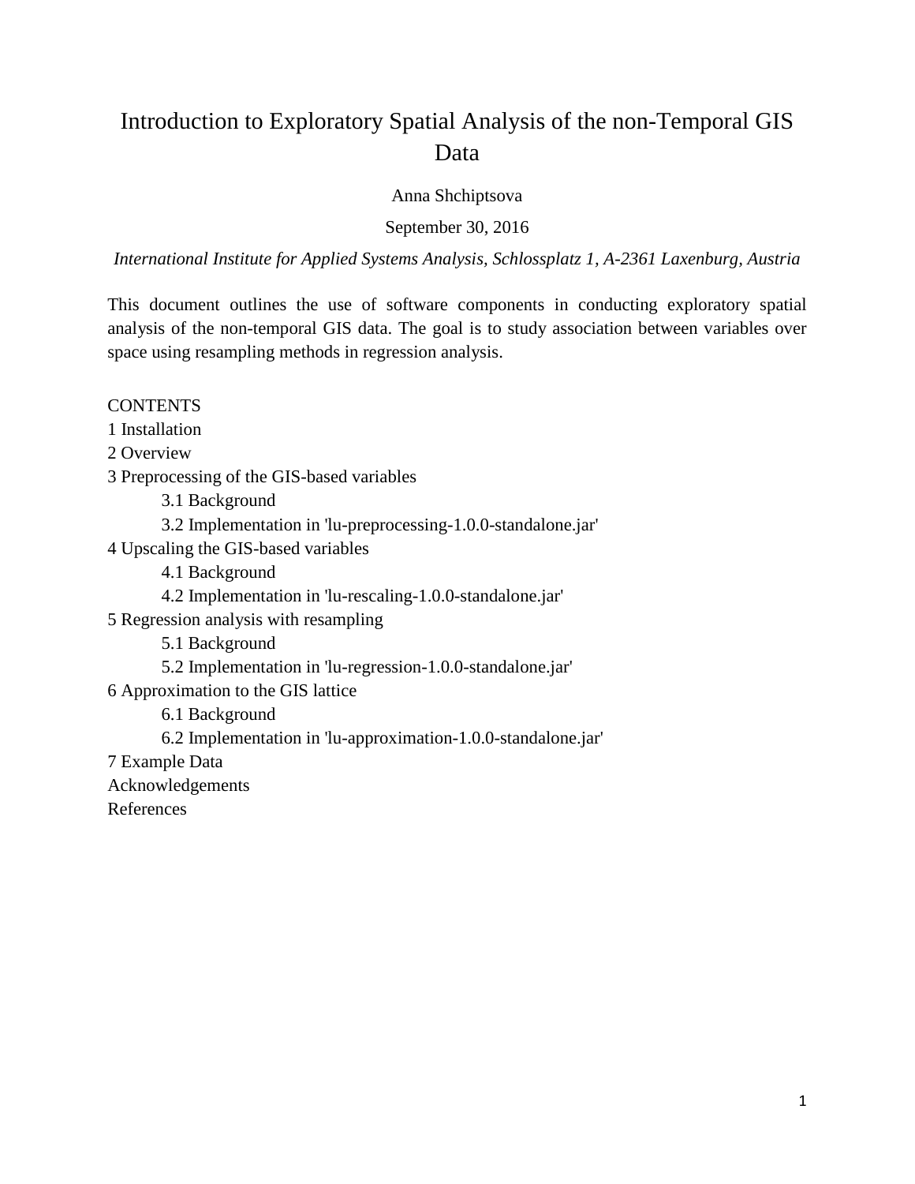# Introduction to Exploratory Spatial Analysis of the non-Temporal GIS Data

Anna Shchiptsova

September 30, 2016

*International Institute for Applied Systems Analysis, Schlossplatz 1, A-2361 Laxenburg, Austria*

This document outlines the use of software components in conducting exploratory spatial analysis of the non-temporal GIS data. The goal is to study association between variables over space using resampling methods in regression analysis.

CONTENTS

1 Installation

2 Overview

3 Preprocessing of the GIS-based variables

- 3.1 Background
- 3.2 Implementation in 'lu-preprocessing-1.0.0-standalone.jar'

4 Upscaling the GIS-based variables

- 4.1 Background
- 4.2 Implementation in 'lu-rescaling-1.0.0-standalone.jar'

5 Regression analysis with resampling

- 5.1 Background
- 5.2 Implementation in 'lu-regression-1.0.0-standalone.jar'

6 Approximation to the GIS lattice

- 6.1 Background
- 6.2 Implementation in 'lu-approximation-1.0.0-standalone.jar'

7 Example Data

Acknowledgements

References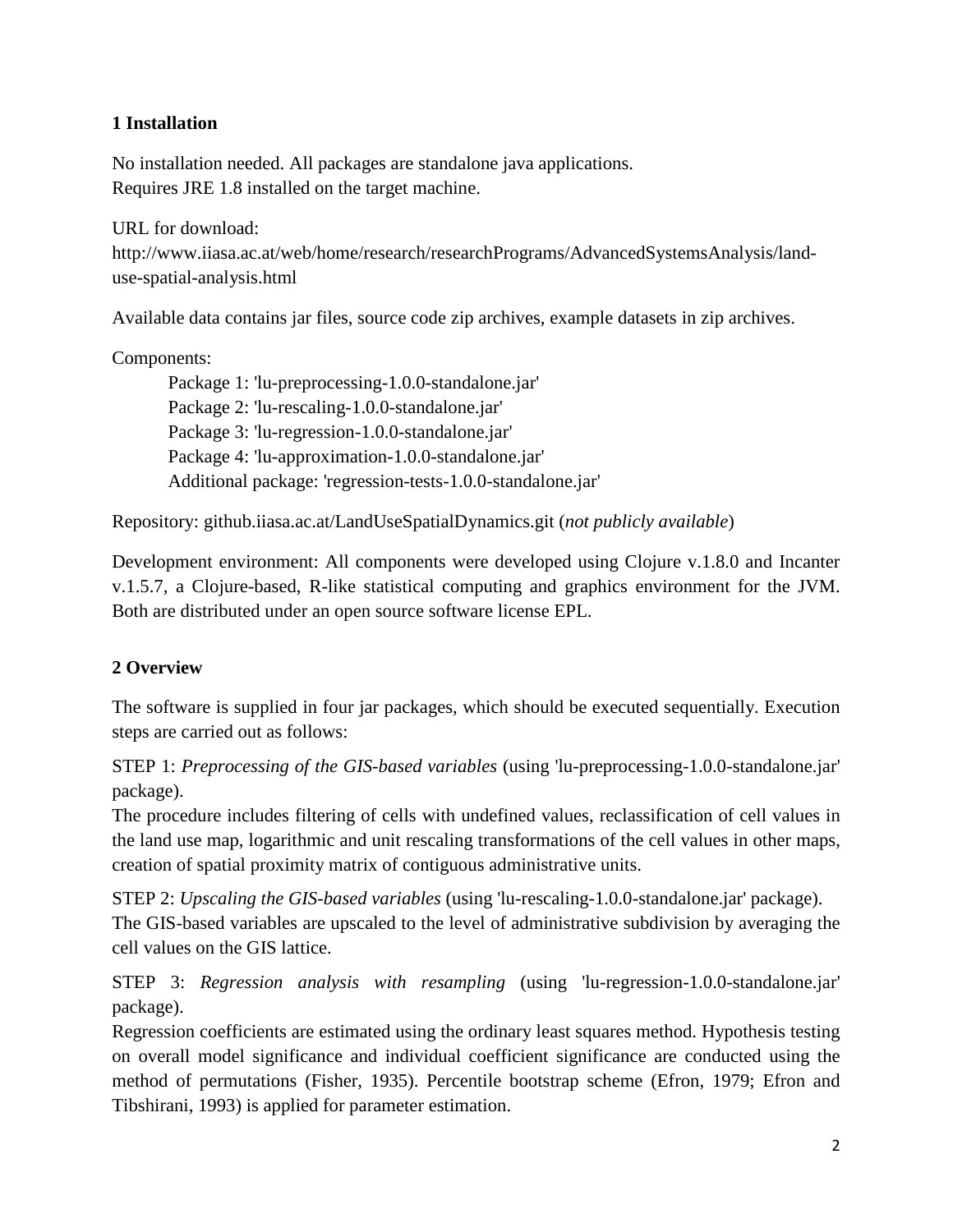## 1 Installation

No installation needed. All packages are standalone java applications.
Requires JRE 1.8 installed on the target machine.

URL for download:
http://www.iiasa.ac.at/web/home/research/researchPrograms/AdvancedSystemsAnalysis/land-use-spatial-analysis.html

Available data contains jar files, source code zip archives, example datasets in zip archives.

Components:

Package 1: 'lu-preprocessing-1.0.0-standalone.jar'
Package 2: 'lu-rescaling-1.0.0-standalone.jar'
Package 3: 'lu-regression-1.0.0-standalone.jar'
Package 4: 'lu-approximation-1.0.0-standalone.jar'
Additional package: 'regression-tests-1.0.0-standalone.jar'

Repository: github.iiasa.ac.at/LandUseSpatialDynamics.git (*not publicly available*)

Development environment: All components were developed using Clojure v.1.8.0 and Incanter v.1.5.7, a Clojure-based, R-like statistical computing and graphics environment for the JVM. Both are distributed under an open source software license EPL.

## 2 Overview

The software is supplied in four jar packages, which should be executed sequentially. Execution steps are carried out as follows:

STEP 1: *Preprocessing of the GIS-based variables* (using 'lu-preprocessing-1.0.0-standalone.jar' package).
The procedure includes filtering of cells with undefined values, reclassification of cell values in the land use map, logarithmic and unit rescaling transformations of the cell values in other maps, creation of spatial proximity matrix of contiguous administrative units.

STEP 2: *Upscaling the GIS-based variables* (using 'lu-rescaling-1.0.0-standalone.jar' package).
The GIS-based variables are upscaled to the level of administrative subdivision by averaging the cell values on the GIS lattice.

STEP 3: *Regression analysis with resampling* (using 'lu-regression-1.0.0-standalone.jar' package).
Regression coefficients are estimated using the ordinary least squares method. Hypothesis testing on overall model significance and individual coefficient significance are conducted using the method of permutations (Fisher, 1935). Percentile bootstrap scheme (Efron, 1979; Efron and Tibshirani, 1993) is applied for parameter estimation.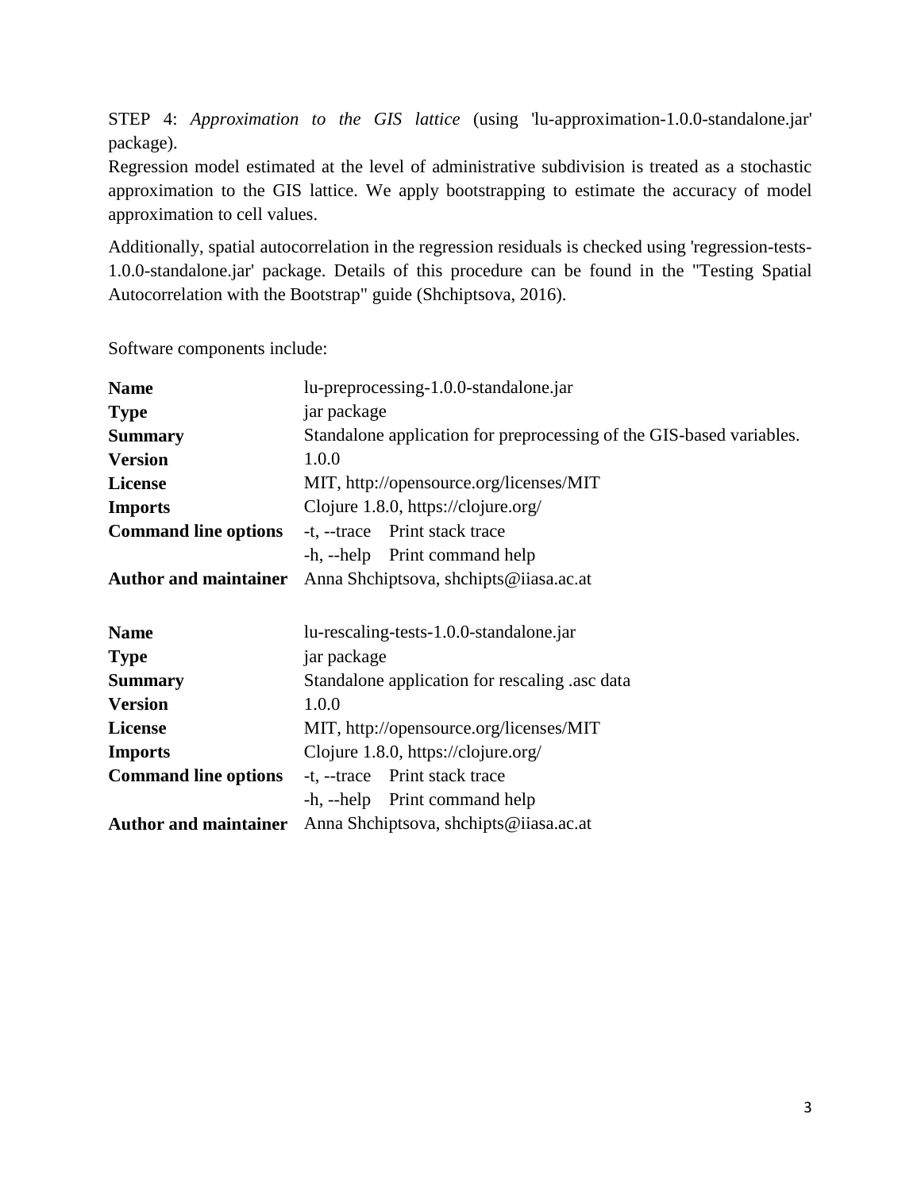STEP 4: *Approximation to the GIS lattice* (using 'lu-approximation-1.0.0-standalone.jar' package).

Regression model estimated at the level of administrative subdivision is treated as a stochastic approximation to the GIS lattice. We apply bootstrapping to estimate the accuracy of model approximation to cell values.

Additionally, spatial autocorrelation in the regression residuals is checked using 'regression-tests-1.0.0-standalone.jar' package. Details of this procedure can be found in the "Testing Spatial Autocorrelation with the Bootstrap" guide (Shchiptsova, 2016).

Software components include:

| | |
|---|---|
| **Name** | lu-preprocessing-1.0.0-standalone.jar |
| **Type** | jar package |
| **Summary** | Standalone application for preprocessing of the GIS-based variables. |
| **Version** | 1.0.0 |
| **License** | MIT, http://opensource.org/licenses/MIT |
| **Imports** | Clojure 1.8.0, https://clojure.org/ |
| **Command line options** | -t, --trace    Print stack trace |
| | -h, --help    Print command help |
| **Author and maintainer** | Anna Shchiptsova, shchipts@iiasa.ac.at |

| | |
|---|---|
| **Name** | lu-rescaling-tests-1.0.0-standalone.jar |
| **Type** | jar package |
| **Summary** | Standalone application for rescaling .asc data |
| **Version** | 1.0.0 |
| **License** | MIT, http://opensource.org/licenses/MIT |
| **Imports** | Clojure 1.8.0, https://clojure.org/ |
| **Command line options** | -t, --trace    Print stack trace |
| | -h, --help    Print command help |
| **Author and maintainer** | Anna Shchiptsova, shchipts@iiasa.ac.at |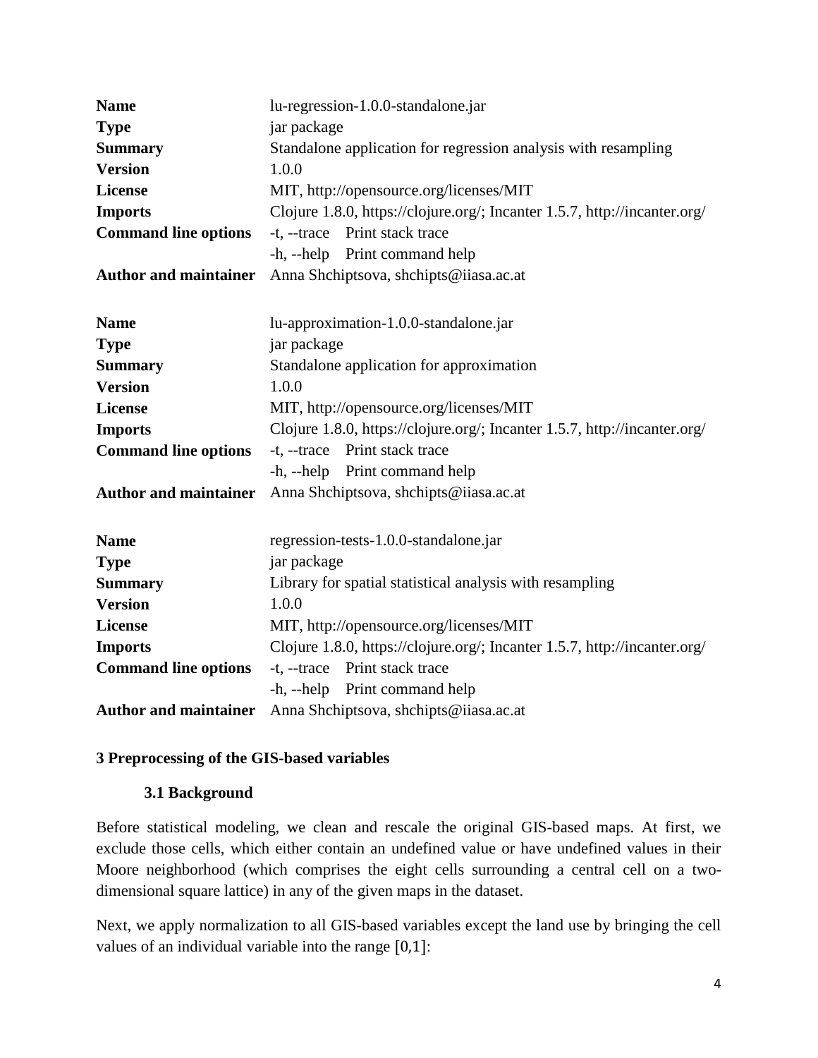| | |
|---|---|
| **Name** | lu-regression-1.0.0-standalone.jar |
| **Type** | jar package |
| **Summary** | Standalone application for regression analysis with resampling |
| **Version** | 1.0.0 |
| **License** | MIT, http://opensource.org/licenses/MIT |
| **Imports** | Clojure 1.8.0, https://clojure.org/; Incanter 1.5.7, http://incanter.org/ |
| **Command line options** | -t, --trace Print stack trace |
| | -h, --help Print command help |
| **Author and maintainer** | Anna Shchiptsova, shchipts@iiasa.ac.at |

| | |
|---|---|
| **Name** | lu-approximation-1.0.0-standalone.jar |
| **Type** | jar package |
| **Summary** | Standalone application for approximation |
| **Version** | 1.0.0 |
| **License** | MIT, http://opensource.org/licenses/MIT |
| **Imports** | Clojure 1.8.0, https://clojure.org/; Incanter 1.5.7, http://incanter.org/ |
| **Command line options** | -t, --trace Print stack trace |
| | -h, --help Print command help |
| **Author and maintainer** | Anna Shchiptsova, shchipts@iiasa.ac.at |

| | |
|---|---|
| **Name** | regression-tests-1.0.0-standalone.jar |
| **Type** | jar package |
| **Summary** | Library for spatial statistical analysis with resampling |
| **Version** | 1.0.0 |
| **License** | MIT, http://opensource.org/licenses/MIT |
| **Imports** | Clojure 1.8.0, https://clojure.org/; Incanter 1.5.7, http://incanter.org/ |
| **Command line options** | -t, --trace Print stack trace |
| | -h, --help Print command help |
| **Author and maintainer** | Anna Shchiptsova, shchipts@iiasa.ac.at |

## 3 Preprocessing of the GIS-based variables

### 3.1 Background

Before statistical modeling, we clean and rescale the original GIS-based maps. At first, we exclude those cells, which either contain an undefined value or have undefined values in their Moore neighborhood (which comprises the eight cells surrounding a central cell on a two-dimensional square lattice) in any of the given maps in the dataset.

Next, we apply normalization to all GIS-based variables except the land use by bringing the cell values of an individual variable into the range [0,1]: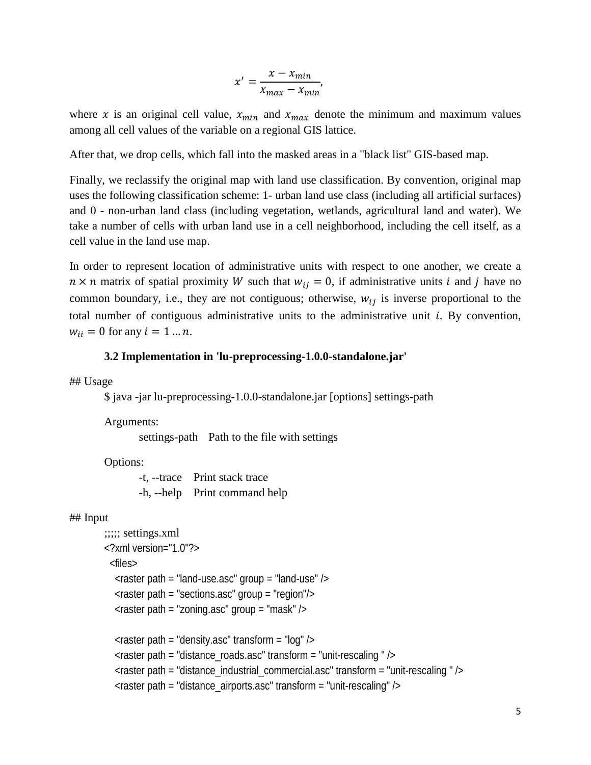$$x' = \frac{x - x_{min}}{x_{max} - x_{min}},$$

where $x$ is an original cell value, $x_{min}$ and $x_{max}$ denote the minimum and maximum values among all cell values of the variable on a regional GIS lattice.

After that, we drop cells, which fall into the masked areas in a "black list" GIS-based map.

Finally, we reclassify the original map with land use classification. By convention, original map uses the following classification scheme: 1- urban land use class (including all artificial surfaces) and 0 - non-urban land class (including vegetation, wetlands, agricultural land and water). We take a number of cells with urban land use in a cell neighborhood, including the cell itself, as a cell value in the land use map.

In order to represent location of administrative units with respect to one another, we create a $n \times n$ matrix of spatial proximity $W$ such that $w_{ij} = 0$, if administrative units $i$ and $j$ have no common boundary, i.e., they are not contiguous; otherwise, $w_{ij}$ is inverse proportional to the total number of contiguous administrative units to the administrative unit $i$. By convention, $w_{ii} = 0$ for any $i = 1 \dots n$.

### 3.2 Implementation in 'lu-preprocessing-1.0.0-standalone.jar'

## Usage

```
$ java -jar lu-preprocessing-1.0.0-standalone.jar [options] settings-path

Arguments:
    settings-path    Path to the file with settings

Options:
    -t, --trace    Print stack trace
    -h, --help    Print command help
```

## Input

```
;;;;; settings.xml
<?xml version="1.0"?>
  <files>
    <raster path = "land-use.asc" group = "land-use" />
    <raster path = "sections.asc" group = "region"/>
    <raster path = "zoning.asc" group = "mask" />

    <raster path = "density.asc" transform = "log" />
    <raster path = "distance_roads.asc" transform = "unit-rescaling " />
    <raster path = "distance_industrial_commercial.asc" transform = "unit-rescaling " />
    <raster path = "distance_airports.asc" transform = "unit-rescaling" />
```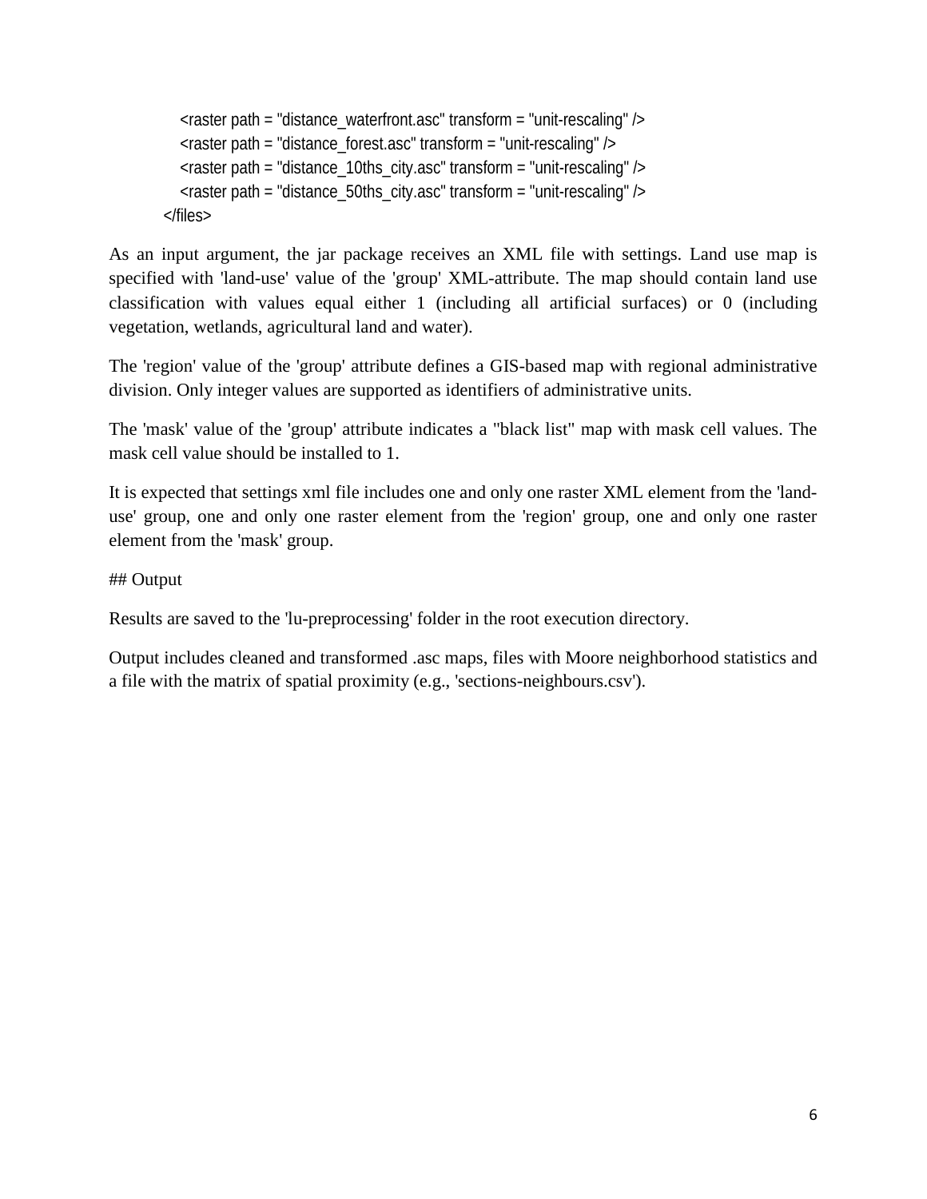```
    <raster path = "distance_waterfront.asc" transform = "unit-rescaling" />
    <raster path = "distance_forest.asc" transform = "unit-rescaling" />
    <raster path = "distance_10ths_city.asc" transform = "unit-rescaling" />
    <raster path = "distance_50ths_city.asc" transform = "unit-rescaling" />
</files>
```

As an input argument, the jar package receives an XML file with settings. Land use map is specified with 'land-use' value of the 'group' XML-attribute. The map should contain land use classification with values equal either 1 (including all artificial surfaces) or 0 (including vegetation, wetlands, agricultural land and water).

The 'region' value of the 'group' attribute defines a GIS-based map with regional administrative division. Only integer values are supported as identifiers of administrative units.

The 'mask' value of the 'group' attribute indicates a "black list" map with mask cell values. The mask cell value should be installed to 1.

It is expected that settings xml file includes one and only one raster XML element from the 'land-use' group, one and only one raster element from the 'region' group, one and only one raster element from the 'mask' group.

## Output

Results are saved to the 'lu-preprocessing' folder in the root execution directory.

Output includes cleaned and transformed .asc maps, files with Moore neighborhood statistics and a file with the matrix of spatial proximity (e.g., 'sections-neighbours.csv').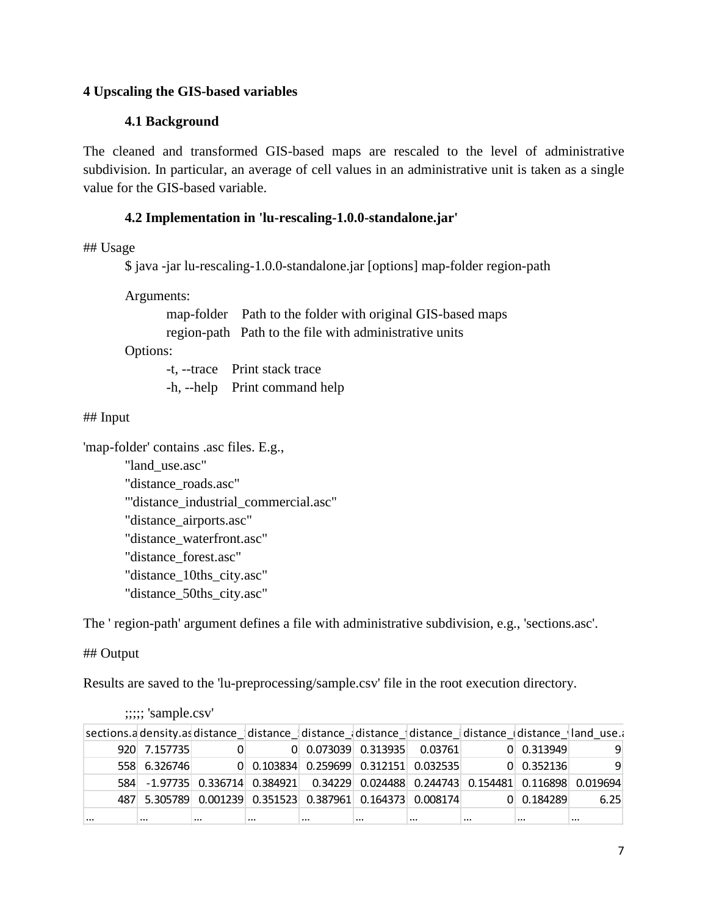## 4 Upscaling the GIS-based variables

### 4.1 Background

The cleaned and transformed GIS-based maps are rescaled to the level of administrative subdivision. In particular, an average of cell values in an administrative unit is taken as a single value for the GIS-based variable.

### 4.2 Implementation in 'lu-rescaling-1.0.0-standalone.jar'

## Usage

```
$ java -jar lu-rescaling-1.0.0-standalone.jar [options] map-folder region-path

Arguments:
    map-folder    Path to the folder with original GIS-based maps
    region-path   Path to the file with administrative units
Options:
    -t, --trace    Print stack trace
    -h, --help     Print command help
```

## Input

'map-folder' contains .asc files. E.g.,

"land_use.asc"
"distance_roads.asc"
"'distance_industrial_commercial.asc"
"distance_airports.asc"
"distance_waterfront.asc"
"distance_forest.asc"
"distance_10ths_city.asc"
"distance_50ths_city.asc"

The ' region-path' argument defines a file with administrative subdivision, e.g., 'sections.asc'.

## Output

Results are saved to the 'lu-preprocessing/sample.csv' file in the root execution directory.

;;;;; 'sample.csv'

| sections.a | density.as | distance_ | distance_ | distance_ | distance_ | distance_ | distance_ | distance_ | land_use.a |
|---|---|---|---|---|---|---|---|---|---|
| 920 | 7.157735 | 0 | 0 | 0.073039 | 0.313935 | 0.03761 | 0 | 0.313949 | 9 |
| 558 | 6.326746 | 0 | 0.103834 | 0.259699 | 0.312151 | 0.032535 | 0 | 0.352136 | 9 |
| 584 | -1.97735 | 0.336714 | 0.384921 | 0.34229 | 0.024488 | 0.244743 | 0.154481 | 0.116898 | 0.019694 |
| 487 | 5.305789 | 0.001239 | 0.351523 | 0.387961 | 0.164373 | 0.008174 | 0 | 0.184289 | 6.25 |
| … | … | … | … | … | … | … | … | … | … |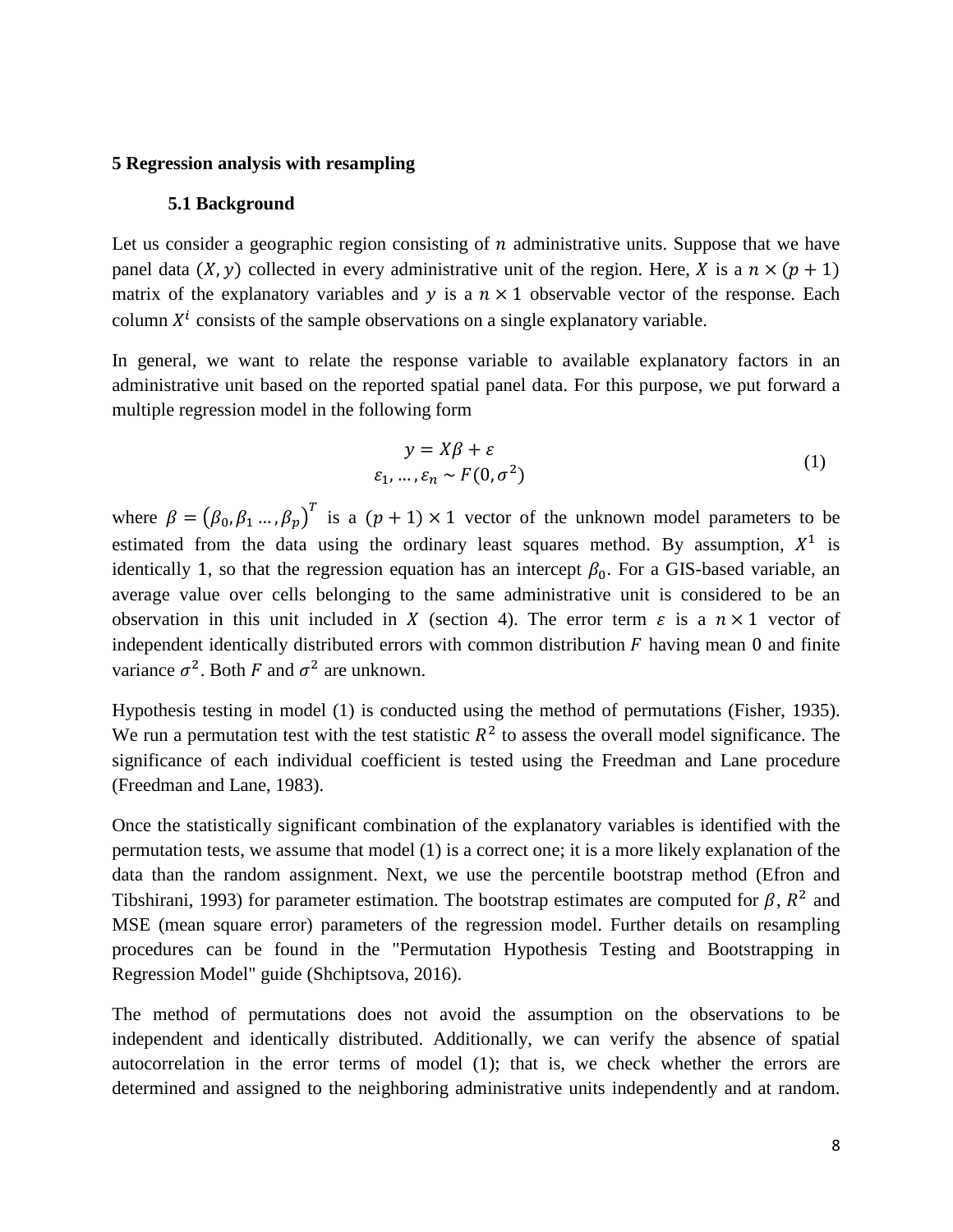## 5 Regression analysis with resampling

### 5.1 Background

Let us consider a geographic region consisting of $n$ administrative units. Suppose that we have panel data $(X, y)$ collected in every administrative unit of the region. Here, $X$ is a $n \times (p+1)$ matrix of the explanatory variables and $y$ is a $n \times 1$ observable vector of the response. Each column $X^i$ consists of the sample observations on a single explanatory variable.

In general, we want to relate the response variable to available explanatory factors in an administrative unit based on the reported spatial panel data. For this purpose, we put forward a multiple regression model in the following form

$$
\begin{gathered}
y = X\beta + \varepsilon \\
\varepsilon_1, \ldots, \varepsilon_n \sim F(0, \sigma^2)
\end{gathered}
\tag{1}
$$

where $\beta = (\beta_0, \beta_1 \ldots, \beta_p)^T$ is a $(p+1) \times 1$ vector of the unknown model parameters to be estimated from the data using the ordinary least squares method. By assumption, $X^1$ is identically 1, so that the regression equation has an intercept $\beta_0$. For a GIS-based variable, an average value over cells belonging to the same administrative unit is considered to be an observation in this unit included in $X$ (section 4). The error term $\varepsilon$ is a $n \times 1$ vector of independent identically distributed errors with common distribution $F$ having mean 0 and finite variance $\sigma^2$. Both $F$ and $\sigma^2$ are unknown.

Hypothesis testing in model (1) is conducted using the method of permutations (Fisher, 1935). We run a permutation test with the test statistic $R^2$ to assess the overall model significance. The significance of each individual coefficient is tested using the Freedman and Lane procedure (Freedman and Lane, 1983).

Once the statistically significant combination of the explanatory variables is identified with the permutation tests, we assume that model (1) is a correct one; it is a more likely explanation of the data than the random assignment. Next, we use the percentile bootstrap method (Efron and Tibshirani, 1993) for parameter estimation. The bootstrap estimates are computed for $\beta$, $R^2$ and MSE (mean square error) parameters of the regression model. Further details on resampling procedures can be found in the "Permutation Hypothesis Testing and Bootstrapping in Regression Model" guide (Shchiptsova, 2016).

The method of permutations does not avoid the assumption on the observations to be independent and identically distributed. Additionally, we can verify the absence of spatial autocorrelation in the error terms of model (1); that is, we check whether the errors are determined and assigned to the neighboring administrative units independently and at random.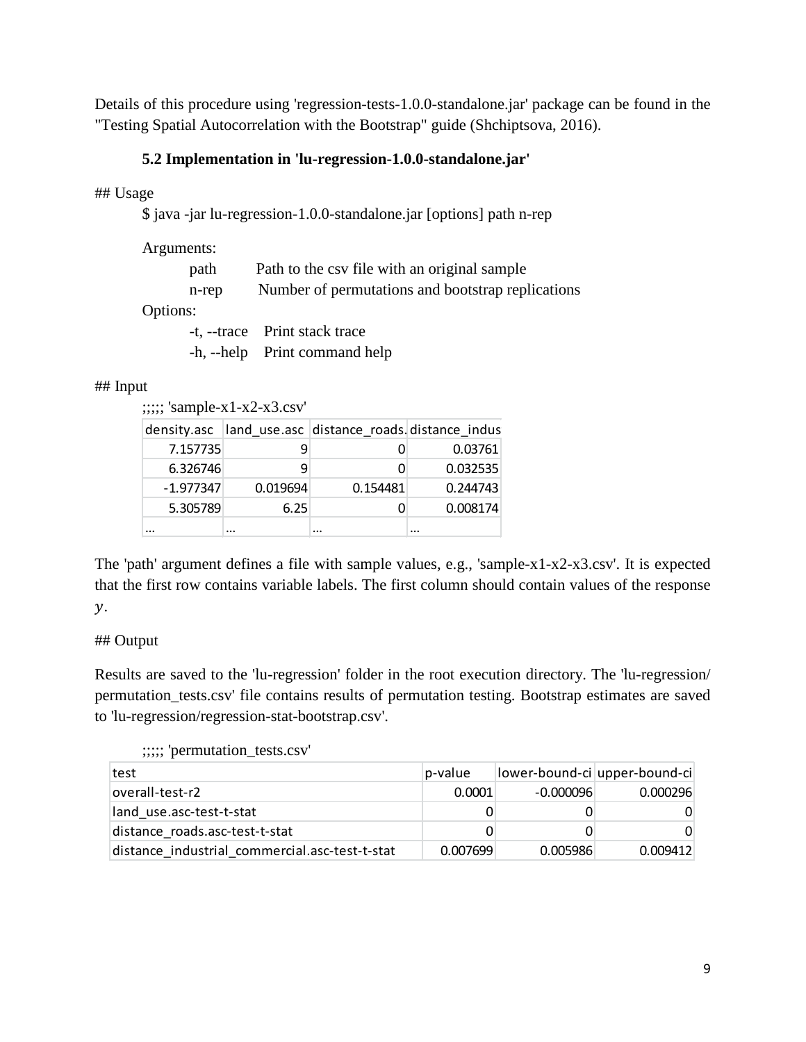Details of this procedure using 'regression-tests-1.0.0-standalone.jar' package can be found in the "Testing Spatial Autocorrelation with the Bootstrap" guide (Shchiptsova, 2016).

### 5.2 Implementation in 'lu-regression-1.0.0-standalone.jar'

## Usage

```
$ java -jar lu-regression-1.0.0-standalone.jar [options] path n-rep

Arguments:
    path        Path to the csv file with an original sample
    n-rep       Number of permutations and bootstrap replications
Options:
    -t, --trace    Print stack trace
    -h, --help     Print command help
```

## Input

;;;;; 'sample-x1-x2-x3.csv'

| density.asc | land_use.asc | distance_roads. | distance_indus |
|---|---|---|---|
| 7.157735 | 9 | 0 | 0.03761 |
| 6.326746 | 9 | 0 | 0.032535 |
| -1.977347 | 0.019694 | 0.154481 | 0.244743 |
| 5.305789 | 6.25 | 0 | 0.008174 |
| … | … | … | … |

The 'path' argument defines a file with sample values, e.g., 'sample-x1-x2-x3.csv'. It is expected that the first row contains variable labels. The first column should contain values of the response $y$.

## Output

Results are saved to the 'lu-regression' folder in the root execution directory. The 'lu-regression/ permutation_tests.csv' file contains results of permutation testing. Bootstrap estimates are saved to 'lu-regression/regression-stat-bootstrap.csv'.

;;;;; 'permutation_tests.csv'

| test | p-value | lower-bound-ci | upper-bound-ci |
|---|---|---|---|
| overall-test-r2 | 0.0001 | -0.000096 | 0.000296 |
| land_use.asc-test-t-stat | 0 | 0 | 0 |
| distance_roads.asc-test-t-stat | 0 | 0 | 0 |
| distance_industrial_commercial.asc-test-t-stat | 0.007699 | 0.005986 | 0.009412 |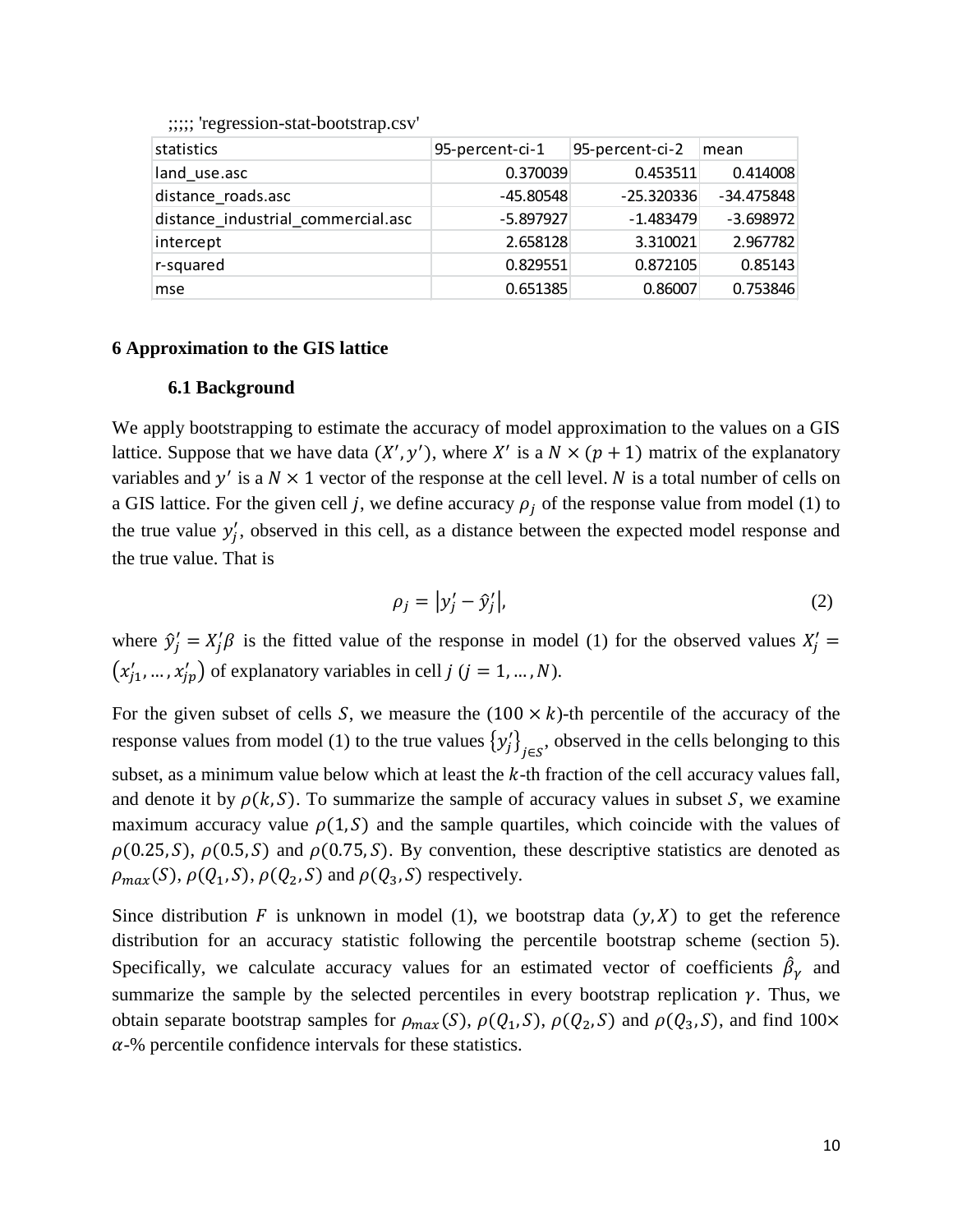;;;;; 'regression-stat-bootstrap.csv'

| statistics | 95-percent-ci-1 | 95-percent-ci-2 | mean |
| --- | --- | --- | --- |
| land_use.asc | 0.370039 | 0.453511 | 0.414008 |
| distance_roads.asc | -45.80548 | -25.320336 | -34.475848 |
| distance_industrial_commercial.asc | -5.897927 | -1.483479 | -3.698972 |
| intercept | 2.658128 | 3.310021 | 2.967782 |
| r-squared | 0.829551 | 0.872105 | 0.85143 |
| mse | 0.651385 | 0.86007 | 0.753846 |

## 6 Approximation to the GIS lattice

### 6.1 Background

We apply bootstrapping to estimate the accuracy of model approximation to the values on a GIS lattice. Suppose that we have data $(X', y')$, where $X'$ is a $N \times (p+1)$ matrix of the explanatory variables and $y'$ is a $N \times 1$ vector of the response at the cell level. $N$ is a total number of cells on a GIS lattice. For the given cell $j$, we define accuracy $\rho_j$ of the response value from model (1) to the true value $y'_j$, observed in this cell, as a distance between the expected model response and the true value. That is

$$\rho_j = |y'_j - \hat{y}'_j|, \tag{2}$$

where $\hat{y}'_j = X'_j \beta$ is the fitted value of the response in model (1) for the observed values $X'_j = (x'_{j1}, \dots, x'_{jp})$ of explanatory variables in cell $j$ $(j = 1, \dots, N)$.

For the given subset of cells $S$, we measure the $(100 \times k)$-th percentile of the accuracy of the response values from model (1) to the true values $\{y'_j\}_{j \in S}$, observed in the cells belonging to this subset, as a minimum value below which at least the $k$-th fraction of the cell accuracy values fall, and denote it by $\rho(k, S)$. To summarize the sample of accuracy values in subset $S$, we examine maximum accuracy value $\rho(1, S)$ and the sample quartiles, which coincide with the values of $\rho(0.25, S)$, $\rho(0.5, S)$ and $\rho(0.75, S)$. By convention, these descriptive statistics are denoted as $\rho_{max}(S)$, $\rho(Q_1, S)$, $\rho(Q_2, S)$ and $\rho(Q_3, S)$ respectively.

Since distribution $F$ is unknown in model (1), we bootstrap data $(y, X)$ to get the reference distribution for an accuracy statistic following the percentile bootstrap scheme (section 5). Specifically, we calculate accuracy values for an estimated vector of coefficients $\hat{\beta}_\gamma$ and summarize the sample by the selected percentiles in every bootstrap replication $\gamma$. Thus, we obtain separate bootstrap samples for $\rho_{max}(S)$, $\rho(Q_1, S)$, $\rho(Q_2, S)$ and $\rho(Q_3, S)$, and find $100 \times \alpha$-% percentile confidence intervals for these statistics.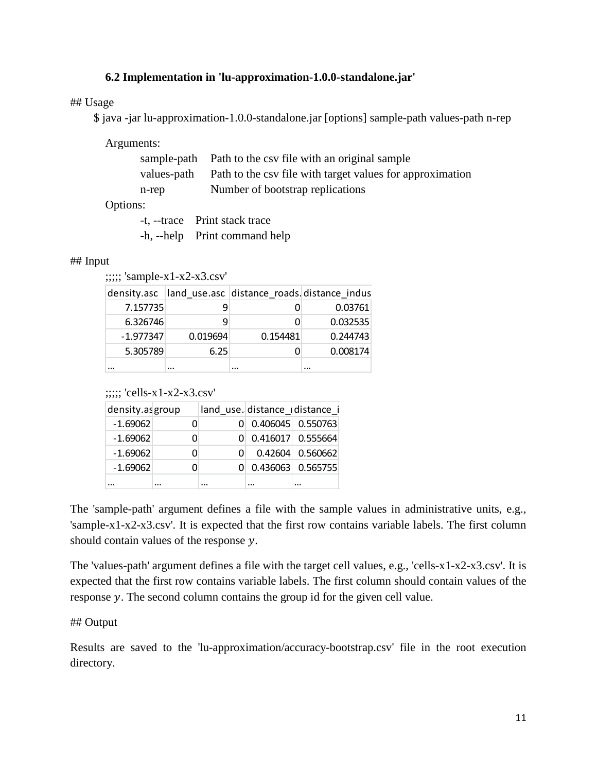### 6.2 Implementation in 'lu-approximation-1.0.0-standalone.jar'

## Usage

```
$ java -jar lu-approximation-1.0.0-standalone.jar [options] sample-path values-path n-rep
```

Arguments:

| | |
|---|---|
| sample-path | Path to the csv file with an original sample |
| values-path | Path to the csv file with target values for approximation |
| n-rep | Number of bootstrap replications |

Options:

| | |
|---|---|
| -t, --trace | Print stack trace |
| -h, --help | Print command help |

## Input

;;;;; 'sample-x1-x2-x3.csv'

| density.asc | land_use.asc | distance_roads. | distance_indus |
|---|---|---|---|
| 7.157735 | 9 | 0 | 0.03761 |
| 6.326746 | 9 | 0 | 0.032535 |
| -1.977347 | 0.019694 | 0.154481 | 0.244743 |
| 5.305789 | 6.25 | 0 | 0.008174 |
| ... | ... | ... | ... |

;;;;; 'cells-x1-x2-x3.csv'

| density.as | group | land_use. | distance_ | distance_i |
|---|---|---|---|---|
| -1.69062 | 0 | 0 | 0.406045 | 0.550763 |
| -1.69062 | 0 | 0 | 0.416017 | 0.555664 |
| -1.69062 | 0 | 0 | 0.42604 | 0.560662 |
| -1.69062 | 0 | 0 | 0.436063 | 0.565755 |
| ... | ... | ... | ... | ... |

The 'sample-path' argument defines a file with the sample values in administrative units, e.g., 'sample-x1-x2-x3.csv'. It is expected that the first row contains variable labels. The first column should contain values of the response $y$.

The 'values-path' argument defines a file with the target cell values, e.g., 'cells-x1-x2-x3.csv'. It is expected that the first row contains variable labels. The first column should contain values of the response $y$. The second column contains the group id for the given cell value.

## Output

Results are saved to the 'lu-approximation/accuracy-bootstrap.csv' file in the root execution directory.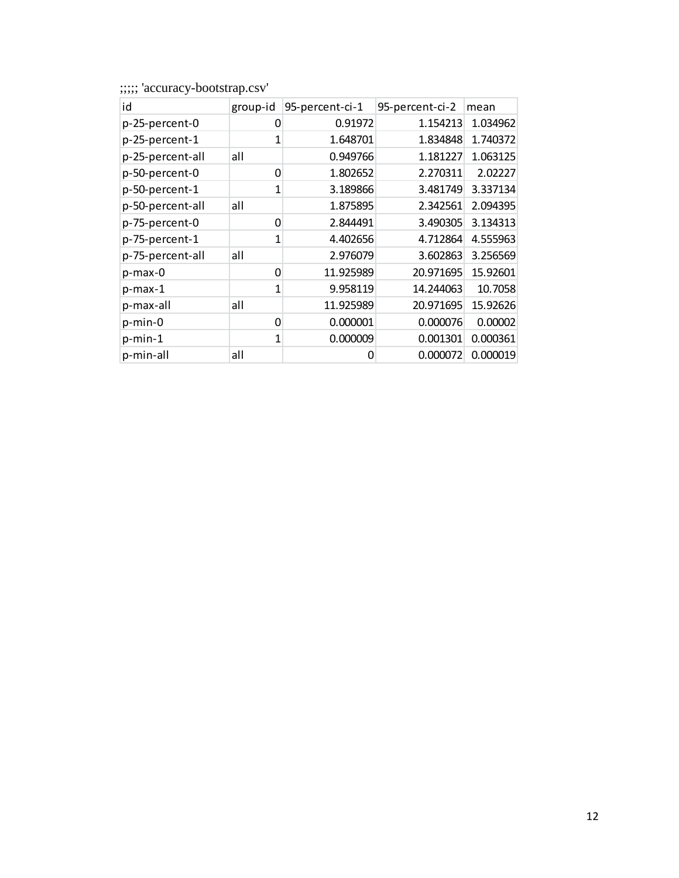;;;;; 'accuracy-bootstrap.csv'

| id | group-id | 95-percent-ci-1 | 95-percent-ci-2 | mean |
|---|---|---|---|---|
| p-25-percent-0 | 0 | 0.91972 | 1.154213 | 1.034962 |
| p-25-percent-1 | 1 | 1.648701 | 1.834848 | 1.740372 |
| p-25-percent-all | all | 0.949766 | 1.181227 | 1.063125 |
| p-50-percent-0 | 0 | 1.802652 | 2.270311 | 2.02227 |
| p-50-percent-1 | 1 | 3.189866 | 3.481749 | 3.337134 |
| p-50-percent-all | all | 1.875895 | 2.342561 | 2.094395 |
| p-75-percent-0 | 0 | 2.844491 | 3.490305 | 3.134313 |
| p-75-percent-1 | 1 | 4.402656 | 4.712864 | 4.555963 |
| p-75-percent-all | all | 2.976079 | 3.602863 | 3.256569 |
| p-max-0 | 0 | 11.925989 | 20.971695 | 15.92601 |
| p-max-1 | 1 | 9.958119 | 14.244063 | 10.7058 |
| p-max-all | all | 11.925989 | 20.971695 | 15.92626 |
| p-min-0 | 0 | 0.000001 | 0.000076 | 0.00002 |
| p-min-1 | 1 | 0.000009 | 0.001301 | 0.000361 |
| p-min-all | all | 0 | 0.000072 | 0.000019 |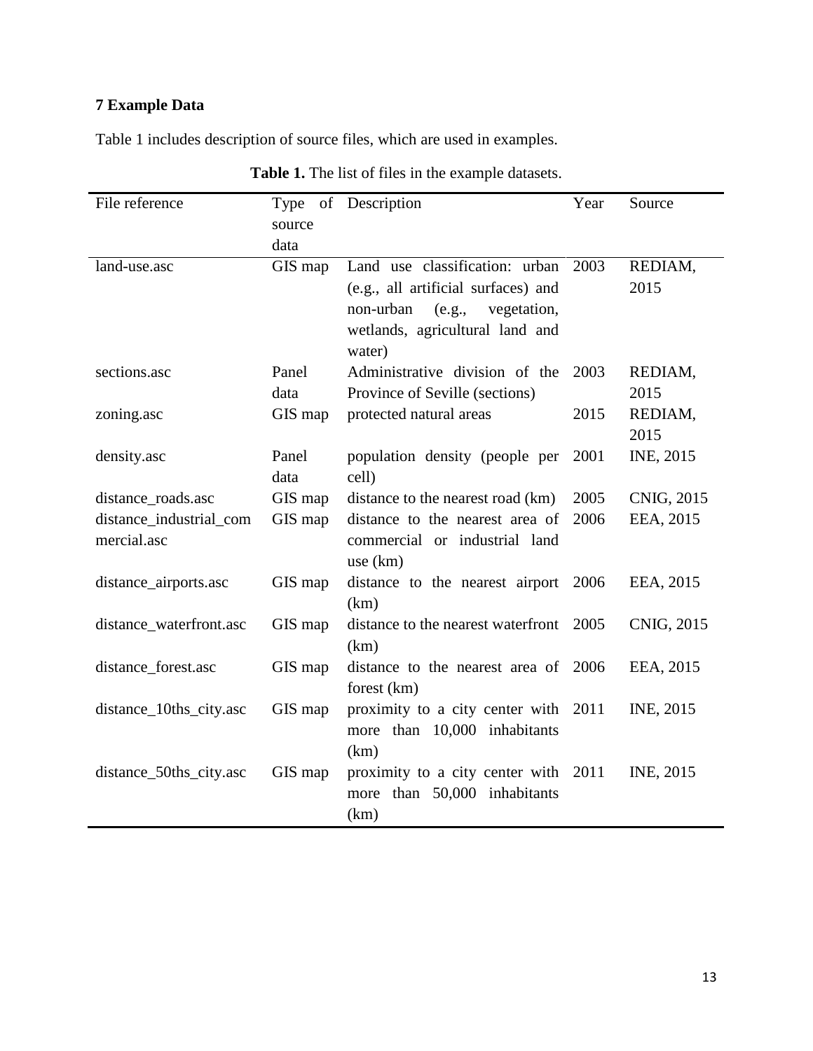## 7 Example Data

Table 1 includes description of source files, which are used in examples.

**Table 1.** The list of files in the example datasets.

| File reference | Type of source data | Description | Year | Source |
|---|---|---|---|---|
| land-use.asc | GIS map | Land use classification: urban (e.g., all artificial surfaces) and non-urban (e.g., vegetation, wetlands, agricultural land and water) | 2003 | REDIAM, 2015 |
| sections.asc | Panel data | Administrative division of the Province of Seville (sections) | 2003 | REDIAM, 2015 |
| zoning.asc | GIS map | protected natural areas | 2015 | REDIAM, 2015 |
| density.asc | Panel data | population density (people per cell) | 2001 | INE, 2015 |
| distance_roads.asc | GIS map | distance to the nearest road (km) | 2005 | CNIG, 2015 |
| distance_industrial_commercial.asc | GIS map | distance to the nearest area of commercial or industrial land use (km) | 2006 | EEA, 2015 |
| distance_airports.asc | GIS map | distance to the nearest airport (km) | 2006 | EEA, 2015 |
| distance_waterfront.asc | GIS map | distance to the nearest waterfront (km) | 2005 | CNIG, 2015 |
| distance_forest.asc | GIS map | distance to the nearest area of forest (km) | 2006 | EEA, 2015 |
| distance_10ths_city.asc | GIS map | proximity to a city center with more than 10,000 inhabitants (km) | 2011 | INE, 2015 |
| distance_50ths_city.asc | GIS map | proximity to a city center with more than 50,000 inhabitants (km) | 2011 | INE, 2015 |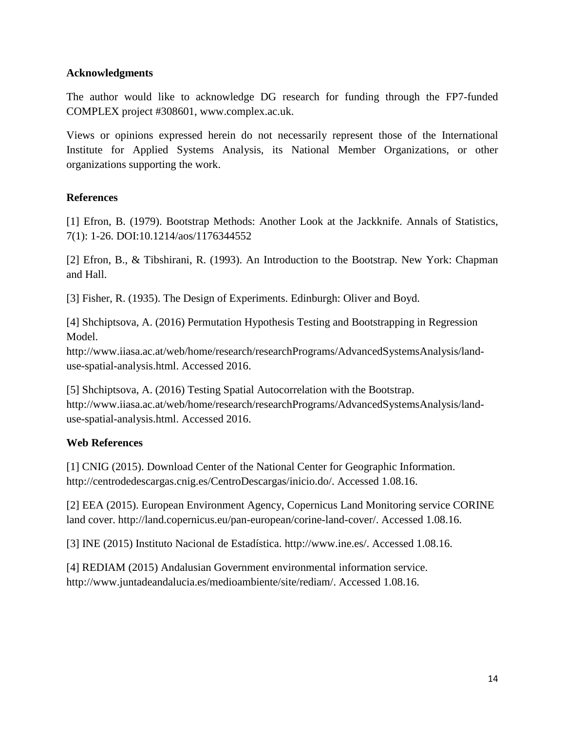**Acknowledgments**

The author would like to acknowledge DG research for funding through the FP7-funded COMPLEX project #308601, www.complex.ac.uk.

Views or opinions expressed herein do not necessarily represent those of the International Institute for Applied Systems Analysis, its National Member Organizations, or other organizations supporting the work.

**References**

[1] Efron, B. (1979). Bootstrap Methods: Another Look at the Jackknife. Annals of Statistics, 7(1): 1-26. DOI:10.1214/aos/1176344552

[2] Efron, B., & Tibshirani, R. (1993). An Introduction to the Bootstrap. New York: Chapman and Hall.

[3] Fisher, R. (1935). The Design of Experiments. Edinburgh: Oliver and Boyd.

[4] Shchiptsova, A. (2016) Permutation Hypothesis Testing and Bootstrapping in Regression Model. http://www.iiasa.ac.at/web/home/research/researchPrograms/AdvancedSystemsAnalysis/land-use-spatial-analysis.html. Accessed 2016.

[5] Shchiptsova, A. (2016) Testing Spatial Autocorrelation with the Bootstrap. http://www.iiasa.ac.at/web/home/research/researchPrograms/AdvancedSystemsAnalysis/land-use-spatial-analysis.html. Accessed 2016.

**Web References**

[1] CNIG (2015). Download Center of the National Center for Geographic Information. http://centrodedescargas.cnig.es/CentroDescargas/inicio.do/. Accessed 1.08.16.

[2] EEA (2015). European Environment Agency, Copernicus Land Monitoring service CORINE land cover. http://land.copernicus.eu/pan-european/corine-land-cover/. Accessed 1.08.16.

[3] INE (2015) Instituto Nacional de Estadística. http://www.ine.es/. Accessed 1.08.16.

[4] REDIAM (2015) Andalusian Government environmental information service. http://www.juntadeandalucia.es/medioambiente/site/rediam/. Accessed 1.08.16.